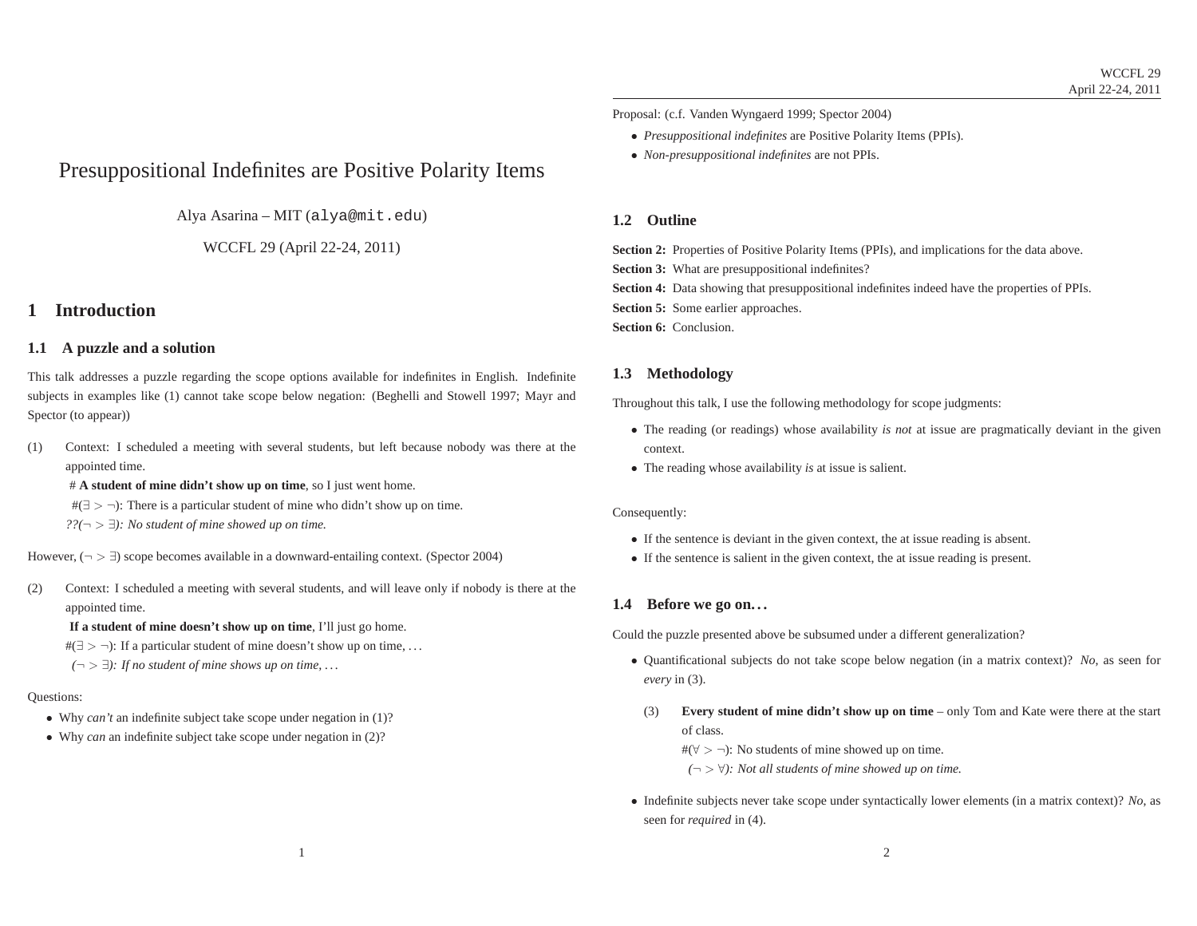# Presuppositional Indefinites are Positive Polarity Items

Alya Asarina – MIT (alya@mit.edu)

WCCFL 29 (April 22-24, 2011)

## 1 Introduction

### 1.1 A puzzle and a solution

This talk addresses a puzzle regarding the scope options available for indefinites in English. Indefinite subjects in examples like (1) cannot take scope below negation: (Beghelli and Stowell 1997; Mayr and Spector (to appear))

(1) Context: I scheduled a meeting with several students, but left because nobody was there at the appointed time.
  # **A student of mine didn't show up on time**, so I just went home.
  #($\exists > \neg$): There is a particular student of mine who didn't show up on time.
  *??($\neg > \exists$): No student of mine showed up on time.*

However, ($\neg > \exists$) scope becomes available in a downward-entailing context. (Spector 2004)

(2) Context: I scheduled a meeting with several students, and will leave only if nobody is there at the appointed time.
  **If a student of mine doesn't show up on time**, I'll just go home.
  #($\exists > \neg$): If a particular student of mine doesn't show up on time, ...
  *($\neg > \exists$): If no student of mine shows up on time, ...*

Questions:

- Why *can't* an indefinite subject take scope under negation in (1)?
- Why *can* an indefinite subject take scope under negation in (2)?

Proposal: (c.f. Vanden Wyngaerd 1999; Spector 2004)

- *Presuppositional indefinites* are Positive Polarity Items (PPIs).
- *Non-presuppositional indefinites* are not PPIs.

### 1.2 Outline

**Section 2:** Properties of Positive Polarity Items (PPIs), and implications for the data above.
**Section 3:** What are presuppositional indefinites?
**Section 4:** Data showing that presuppositional indefinites indeed have the properties of PPIs.
**Section 5:** Some earlier approaches.
**Section 6:** Conclusion.

### 1.3 Methodology

Throughout this talk, I use the following methodology for scope judgments:

- The reading (or readings) whose availability *is not* at issue are pragmatically deviant in the given context.
- The reading whose availability *is* at issue is salient.

Consequently:

- If the sentence is deviant in the given context, the at issue reading is absent.
- If the sentence is salient in the given context, the at issue reading is present.

### 1.4 Before we go on...

Could the puzzle presented above be subsumed under a different generalization?

- Quantificational subjects do not take scope below negation (in a matrix context)? *No*, as seen for *every* in (3).

  (3) **Every student of mine didn't show up on time** – only Tom and Kate were there at the start of class.
    #($\forall > \neg$): No students of mine showed up on time.
    *($\neg > \forall$): Not all students of mine showed up on time.*

- Indefinite subjects never take scope under syntactically lower elements (in a matrix context)? *No*, as seen for *required* in (4).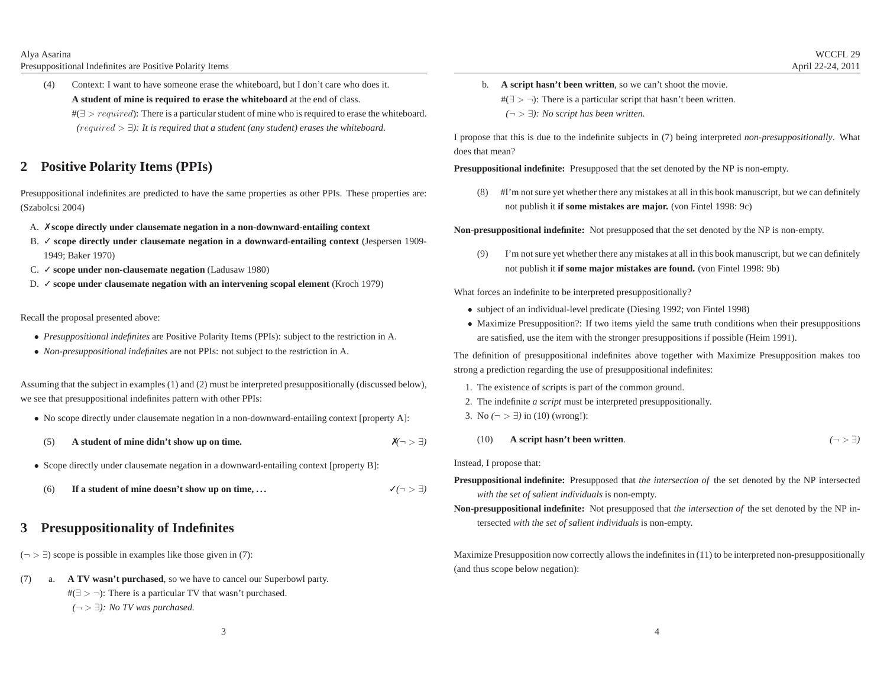(4) Context: I want to have someone erase the whiteboard, but I don't care who does it.
**A student of mine is required to erase the whiteboard** at the end of class.
#($\exists > required$): There is a particular student of mine who is required to erase the whiteboard.
*($required > \exists$): It is required that a student (any student) erases the whiteboard.*

## 2 Positive Polarity Items (PPIs)

Presuppositional indefinites are predicted to have the same properties as other PPIs. These properties are: (Szabolcsi 2004)

A. ✗ **scope directly under clausemate negation in a non-downward-entailing context**
B. ✓ **scope directly under clausemate negation in a downward-entailing context** (Jespersen 1909-1949; Baker 1970)
C. ✓ **scope under non-clausemate negation** (Ladusaw 1980)
D. ✓ **scope under clausemate negation with an intervening scopal element** (Kroch 1979)

Recall the proposal presented above:

- *Presuppositional indefinites* are Positive Polarity Items (PPIs): subject to the restriction in A.
- *Non-presuppositional indefinites* are not PPIs: not subject to the restriction in A.

Assuming that the subject in examples (1) and (2) must be interpreted presuppositionally (discussed below), we see that presuppositional indefinites pattern with other PPIs:

- No scope directly under clausemate negation in a non-downward-entailing context [property A]:

(5) **A student of mine didn't show up on time.** ✗*($\neg > \exists$)*

- Scope directly under clausemate negation in a downward-entailing context [property B]:

(6) **If a student of mine doesn't show up on time, ...** ✓*($\neg > \exists$)*

## 3 Presuppositionality of Indefinites

($\neg > \exists$) scope is possible in examples like those given in (7):

(7) a. **A TV wasn't purchased**, so we have to cancel our Superbowl party.
#($\exists > \neg$): There is a particular TV that wasn't purchased.
*($\neg > \exists$): No TV was purchased.*

b. **A script hasn't been written**, so we can't shoot the movie.
#($\exists > \neg$): There is a particular script that hasn't been written.
*($\neg > \exists$): No script has been written.*

I propose that this is due to the indefinite subjects in (7) being interpreted *non-presuppositionally*. What does that mean?

**Presuppositional indefinite:** Presupposed that the set denoted by the NP is non-empty.

(8) #I'm not sure yet whether there any mistakes at all in this book manuscript, but we can definitely not publish it **if some mistakes are major.** (von Fintel 1998: 9c)

**Non-presuppositional indefinite:** Not presupposed that the set denoted by the NP is non-empty.

(9) I'm not sure yet whether there any mistakes at all in this book manuscript, but we can definitely not publish it **if some major mistakes are found.** (von Fintel 1998: 9b)

What forces an indefinite to be interpreted presuppositionally?

- subject of an individual-level predicate (Diesing 1992; von Fintel 1998)
- Maximize Presupposition?: If two items yield the same truth conditions when their presuppositions are satisfied, use the item with the stronger presuppositions if possible (Heim 1991).

The definition of presuppositional indefinites above together with Maximize Presupposition makes too strong a prediction regarding the use of presuppositional indefinites:

1. The existence of scripts is part of the common ground.
2. The indefinite *a script* must be interpreted presuppositionally.
3. No *($\neg > \exists$)* in (10) (wrong!):

(10) **A script hasn't been written**. *($\neg > \exists$)*

Instead, I propose that:

**Presuppositional indefinite:** Presupposed that *the intersection of* the set denoted by the NP intersected *with the set of salient individuals* is non-empty.

**Non-presuppositional indefinite:** Not presupposed that *the intersection of* the set denoted by the NP intersected *with the set of salient individuals* is non-empty.

Maximize Presupposition now correctly allows the indefinites in (11) to be interpreted non-presuppositionally (and thus scope below negation):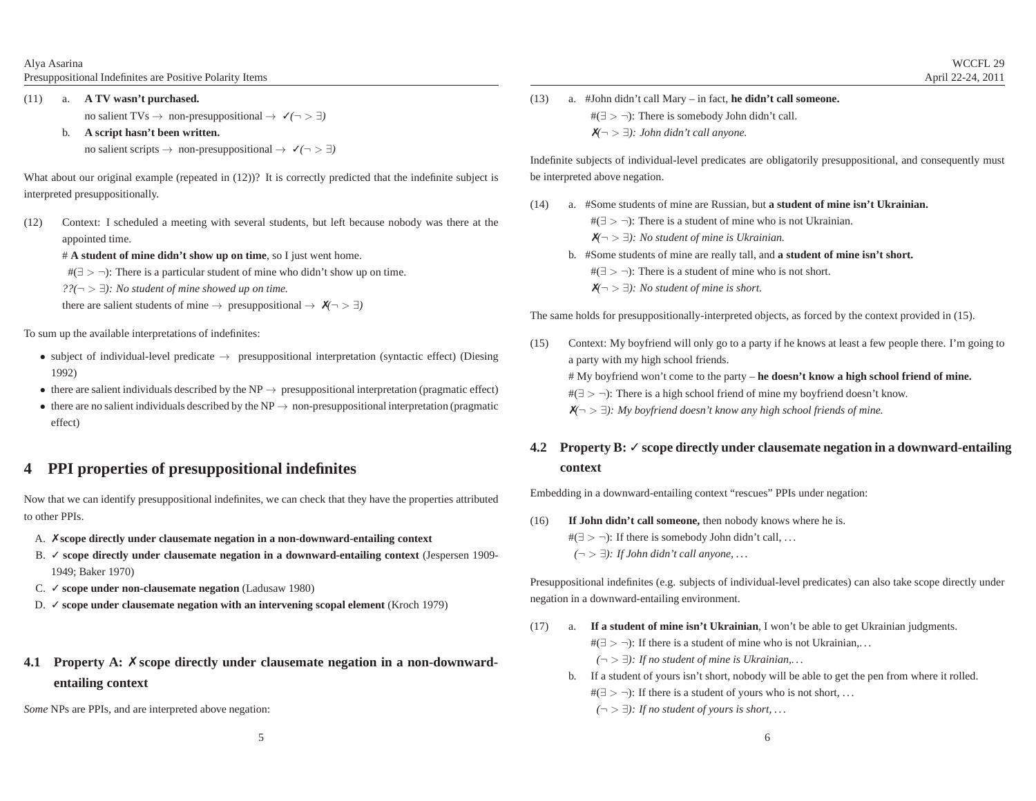(11) a. **A TV wasn't purchased.**
no salient TVs → non-presuppositional → ✓($\neg > \exists$)

b. **A script hasn't been written.**
no salient scripts → non-presuppositional → ✓($\neg > \exists$)

What about our original example (repeated in (12))? It is correctly predicted that the indefinite subject is interpreted presuppositionally.

(12) Context: I scheduled a meeting with several students, but left because nobody was there at the appointed time.

# **A student of mine didn't show up on time**, so I just went home.
#($\exists > \neg$): There is a particular student of mine who didn't show up on time.
*??($\neg > \exists$): No student of mine showed up on time.*
there are salient students of mine → presuppositional → ✗($\neg > \exists$)

To sum up the available interpretations of indefinites:

- subject of individual-level predicate → presuppositional interpretation (syntactic effect) (Diesing 1992)
- there are salient individuals described by the NP → presuppositional interpretation (pragmatic effect)
- there are no salient individuals described by the NP → non-presuppositional interpretation (pragmatic effect)

# 4 PPI properties of presuppositional indefinites

Now that we can identify presuppositional indefinites, we can check that they have the properties attributed to other PPIs.

A. ✗ **scope directly under clausemate negation in a non-downward-entailing context**
B. ✓ **scope directly under clausemate negation in a downward-entailing context** (Jespersen 1909-1949; Baker 1970)
C. ✓ **scope under non-clausemate negation** (Ladusaw 1980)
D. ✓ **scope under clausemate negation with an intervening scopal element** (Kroch 1979)

## 4.1 Property A: ✗ scope directly under clausemate negation in a non-downward-entailing context

*Some* NPs are PPIs, and are interpreted above negation:

(13) a. #John didn't call Mary – in fact, **he didn't call someone.**
#($\exists > \neg$): There is somebody John didn't call.
✗*($\neg > \exists$): John didn't call anyone.*

Indefinite subjects of individual-level predicates are obligatorily presuppositional, and consequently must be interpreted above negation.

(14) a. #Some students of mine are Russian, but **a student of mine isn't Ukrainian.**
#($\exists > \neg$): There is a student of mine who is not Ukrainian.
✗*($\neg > \exists$): No student of mine is Ukrainian.*

b. #Some students of mine are really tall, and **a student of mine isn't short.**
#($\exists > \neg$): There is a student of mine who is not short.
✗*($\neg > \exists$): No student of mine is short.*

The same holds for presuppositionally-interpreted objects, as forced by the context provided in (15).

(15) Context: My boyfriend will only go to a party if he knows at least a few people there. I'm going to a party with my high school friends.

# My boyfriend won't come to the party – **he doesn't know a high school friend of mine.**
#($\exists > \neg$): There is a high school friend of mine my boyfriend doesn't know.
✗*($\neg > \exists$): My boyfriend doesn't know any high school friends of mine.*

## 4.2 Property B: ✓ scope directly under clausemate negation in a downward-entailing context

Embedding in a downward-entailing context "rescues" PPIs under negation:

(16) **If John didn't call someone,** then nobody knows where he is.
#($\exists > \neg$): If there is somebody John didn't call, ...
*($\neg > \exists$): If John didn't call anyone, ...*

Presuppositional indefinites (e.g. subjects of individual-level predicates) can also take scope directly under negation in a downward-entailing environment.

(17) a. **If a student of mine isn't Ukrainian**, I won't be able to get Ukrainian judgments.
#($\exists > \neg$): If there is a student of mine who is not Ukrainian,...
*($\neg > \exists$): If no student of mine is Ukrainian,...*

b. If a student of yours isn't short, nobody will be able to get the pen from where it rolled.
#($\exists > \neg$): If there is a student of yours who is not short, ...
*($\neg > \exists$): If no student of yours is short, ...*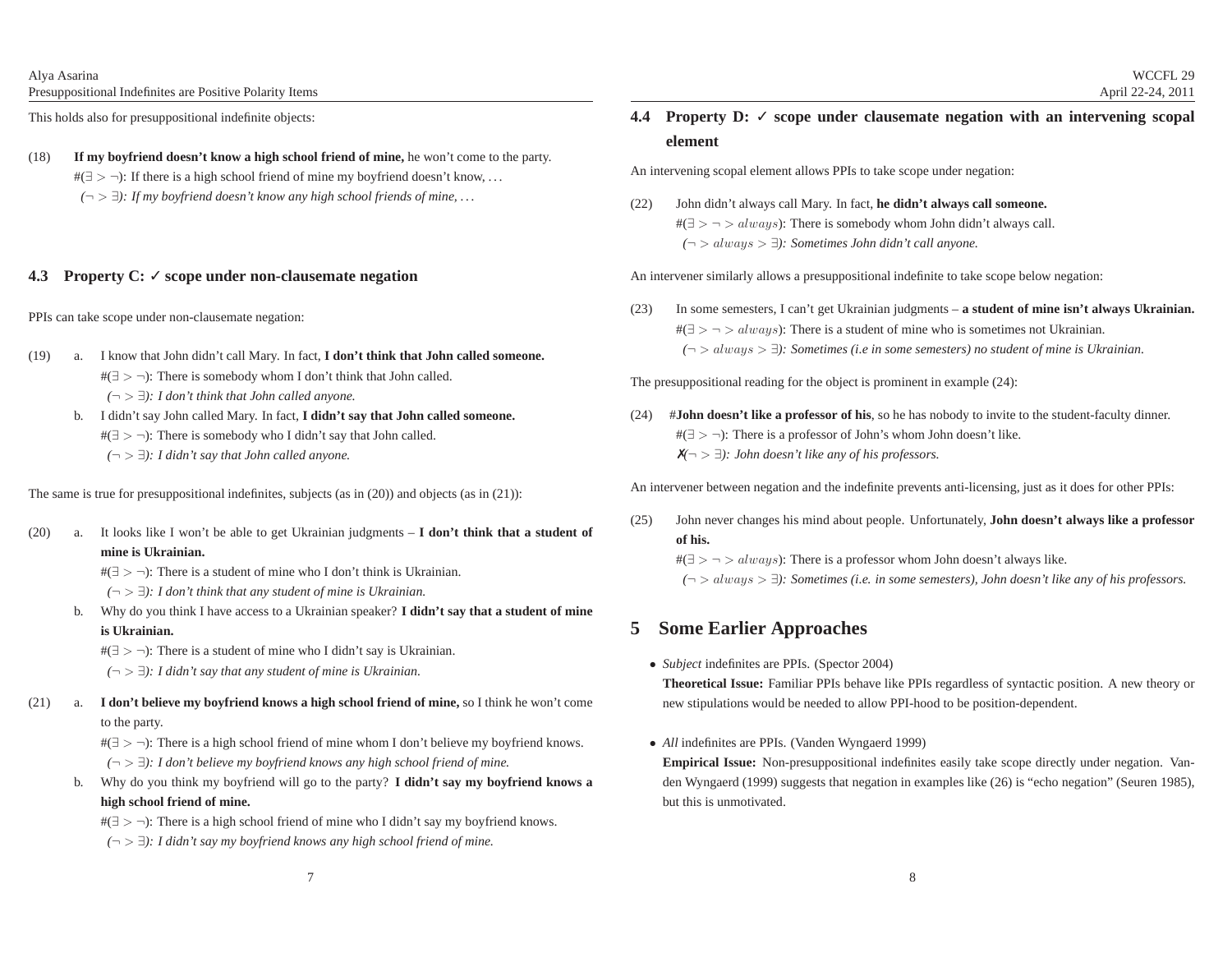This holds also for presuppositional indefinite objects:

(18) **If my boyfriend doesn't know a high school friend of mine,** he won't come to the party.
#($\exists > \neg$): If there is a high school friend of mine my boyfriend doesn't know, ...
*($\neg > \exists$): If my boyfriend doesn't know any high school friends of mine, ...*

### 4.3 Property C: ✓ scope under non-clausemate negation

PPIs can take scope under non-clausemate negation:

(19) a. I know that John didn't call Mary. In fact, **I don't think that John called someone.**
#($\exists > \neg$): There is somebody whom I don't think that John called.
*($\neg > \exists$): I don't think that John called anyone.*

b. I didn't say John called Mary. In fact, **I didn't say that John called someone.**
#($\exists > \neg$): There is somebody who I didn't say that John called.
*($\neg > \exists$): I didn't say that John called anyone.*

The same is true for presuppositional indefinites, subjects (as in (20)) and objects (as in (21)):

(20) a. It looks like I won't be able to get Ukrainian judgments – **I don't think that a student of mine is Ukrainian.**
#($\exists > \neg$): There is a student of mine who I don't think is Ukrainian.
*($\neg > \exists$): I don't think that any student of mine is Ukrainian.*

b. Why do you think I have access to a Ukrainian speaker? **I didn't say that a student of mine is Ukrainian.**
#($\exists > \neg$): There is a student of mine who I didn't say is Ukrainian.
*($\neg > \exists$): I didn't say that any student of mine is Ukrainian.*

(21) a. **I don't believe my boyfriend knows a high school friend of mine,** so I think he won't come to the party.
#($\exists > \neg$): There is a high school friend of mine whom I don't believe my boyfriend knows.
*($\neg > \exists$): I don't believe my boyfriend knows any high school friend of mine.*

b. Why do you think my boyfriend will go to the party? **I didn't say my boyfriend knows a high school friend of mine.**
#($\exists > \neg$): There is a high school friend of mine who I didn't say my boyfriend knows.
*($\neg > \exists$): I didn't say my boyfriend knows any high school friend of mine.*

### 4.4 Property D: ✓ scope under clausemate negation with an intervening scopal element

An intervening scopal element allows PPIs to take scope under negation:

(22) John didn't always call Mary. In fact, **he didn't always call someone.**
#($\exists > \neg > always$): There is somebody whom John didn't always call.
*($\neg > always > \exists$): Sometimes John didn't call anyone.*

An intervener similarly allows a presuppositional indefinite to take scope below negation:

(23) In some semesters, I can't get Ukrainian judgments – **a student of mine isn't always Ukrainian.**
#($\exists > \neg > always$): There is a student of mine who is sometimes not Ukrainian.
*($\neg > always > \exists$): Sometimes (i.e in some semesters) no student of mine is Ukrainian.*

The presuppositional reading for the object is prominent in example (24):

(24) #**John doesn't like a professor of his**, so he has nobody to invite to the student-faculty dinner.
#($\exists > \neg$): There is a professor of John's whom John doesn't like.
✗*($\neg > \exists$): John doesn't like any of his professors.*

An intervener between negation and the indefinite prevents anti-licensing, just as it does for other PPIs:

(25) John never changes his mind about people. Unfortunately, **John doesn't always like a professor of his.**
#($\exists > \neg > always$): There is a professor whom John doesn't always like.
*($\neg > always > \exists$): Sometimes (i.e. in some semesters), John doesn't like any of his professors.*

## 5 Some Earlier Approaches

- *Subject* indefinites are PPIs. (Spector 2004)
  **Theoretical Issue:** Familiar PPIs behave like PPIs regardless of syntactic position. A new theory or new stipulations would be needed to allow PPI-hood to be position-dependent.

- *All* indefinites are PPIs. (Vanden Wyngaerd 1999)
  **Empirical Issue:** Non-presuppositional indefinites easily take scope directly under negation. Vanden Wyngaerd (1999) suggests that negation in examples like (26) is "echo negation" (Seuren 1985), but this is unmotivated.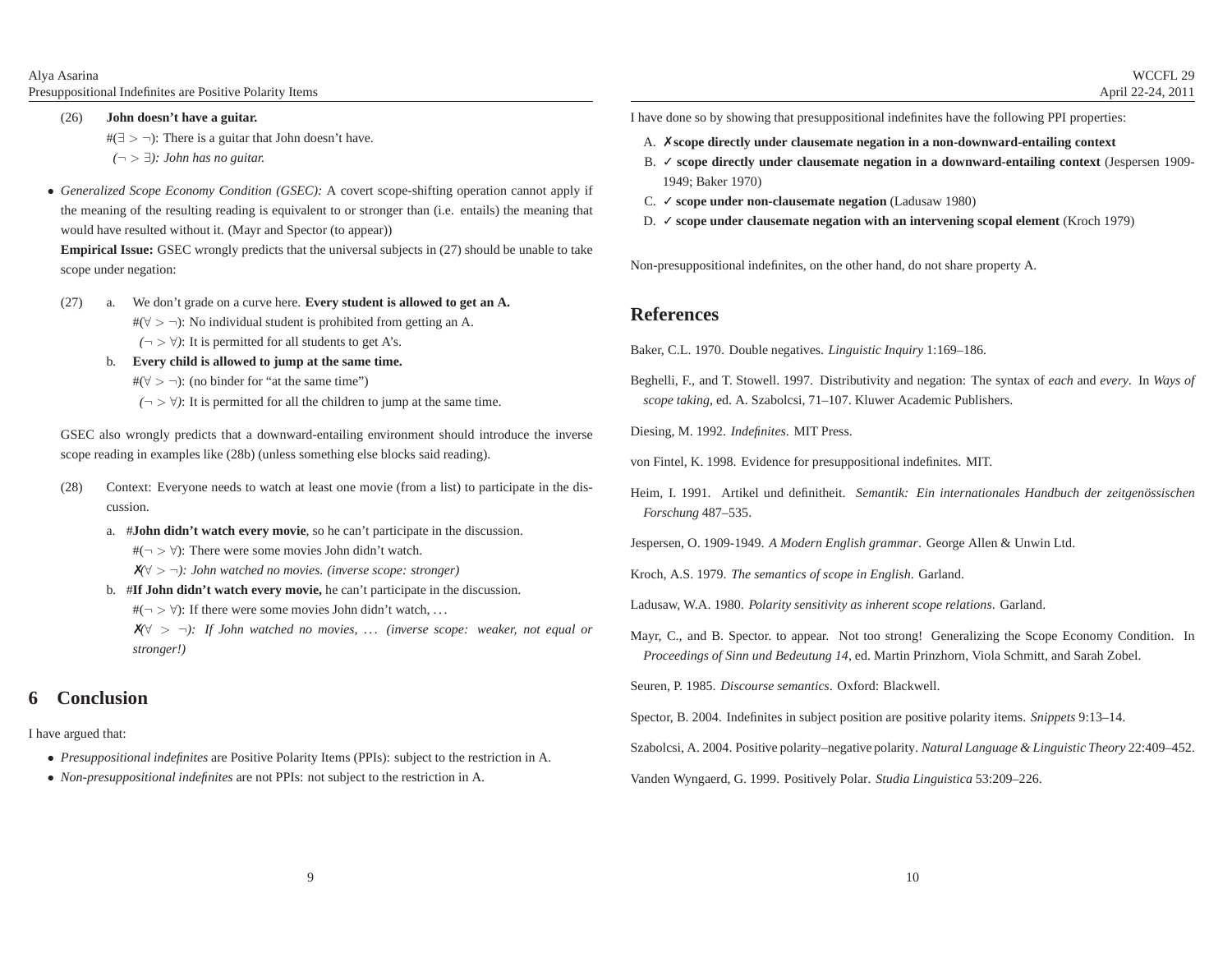(26) **John doesn't have a guitar.**

#($\exists > \neg$): There is a guitar that John doesn't have.

*($\neg > \exists$): John has no guitar.*

- *Generalized Scope Economy Condition (GSEC):* A covert scope-shifting operation cannot apply if the meaning of the resulting reading is equivalent to or stronger than (i.e. entails) the meaning that would have resulted without it. (Mayr and Spector (to appear))

  **Empirical Issue:** GSEC wrongly predicts that the universal subjects in (27) should be unable to take scope under negation:

(27) a. We don't grade on a curve here. **Every student is allowed to get an A.**

#($\forall > \neg$): No individual student is prohibited from getting an A.

($\neg > \forall$): It is permitted for all students to get A's.

b. **Every child is allowed to jump at the same time.**

#($\forall > \neg$): (no binder for "at the same time")

($\neg > \forall$): It is permitted for all the children to jump at the same time.

GSEC also wrongly predicts that a downward-entailing environment should introduce the inverse scope reading in examples like (28b) (unless something else blocks said reading).

(28) Context: Everyone needs to watch at least one movie (from a list) to participate in the discussion.

a. #**John didn't watch every movie**, so he can't participate in the discussion.

#($\neg > \forall$): There were some movies John didn't watch.

✗*($\forall > \neg$): John watched no movies. (inverse scope: stronger)*

b. #**If John didn't watch every movie,** he can't participate in the discussion.

#($\neg > \forall$): If there were some movies John didn't watch, ...

✗*($\forall > \neg$): If John watched no movies, ... (inverse scope: weaker, not equal or stronger!)*

## 6 Conclusion

I have argued that:

- *Presuppositional indefinites* are Positive Polarity Items (PPIs): subject to the restriction in A.
- *Non-presuppositional indefinites* are not PPIs: not subject to the restriction in A.

I have done so by showing that presuppositional indefinites have the following PPI properties:

A. ✗ **scope directly under clausemate negation in a non-downward-entailing context**

B. ✓ **scope directly under clausemate negation in a downward-entailing context** (Jespersen 1909-1949; Baker 1970)

C. ✓ **scope under non-clausemate negation** (Ladusaw 1980)

D. ✓ **scope under clausemate negation with an intervening scopal element** (Kroch 1979)

Non-presuppositional indefinites, on the other hand, do not share property A.

## References

Baker, C.L. 1970. Double negatives. *Linguistic Inquiry* 1:169–186.

Beghelli, F., and T. Stowell. 1997. Distributivity and negation: The syntax of *each* and *every*. In *Ways of scope taking*, ed. A. Szabolcsi, 71–107. Kluwer Academic Publishers.

Diesing, M. 1992. *Indefinites*. MIT Press.

von Fintel, K. 1998. Evidence for presuppositional indefinites. MIT.

Heim, I. 1991. Artikel und definitheit. *Semantik: Ein internationales Handbuch der zeitgenössischen Forschung* 487–535.

Jespersen, O. 1909-1949. *A Modern English grammar*. George Allen & Unwin Ltd.

Kroch, A.S. 1979. *The semantics of scope in English*. Garland.

Ladusaw, W.A. 1980. *Polarity sensitivity as inherent scope relations*. Garland.

Mayr, C., and B. Spector. to appear. Not too strong! Generalizing the Scope Economy Condition. In *Proceedings of Sinn und Bedeutung 14*, ed. Martin Prinzhorn, Viola Schmitt, and Sarah Zobel.

Seuren, P. 1985. *Discourse semantics*. Oxford: Blackwell.

Spector, B. 2004. Indefinites in subject position are positive polarity items. *Snippets* 9:13–14.

Szabolcsi, A. 2004. Positive polarity–negative polarity. *Natural Language & Linguistic Theory* 22:409–452.

Vanden Wyngaerd, G. 1999. Positively Polar. *Studia Linguistica* 53:209–226.